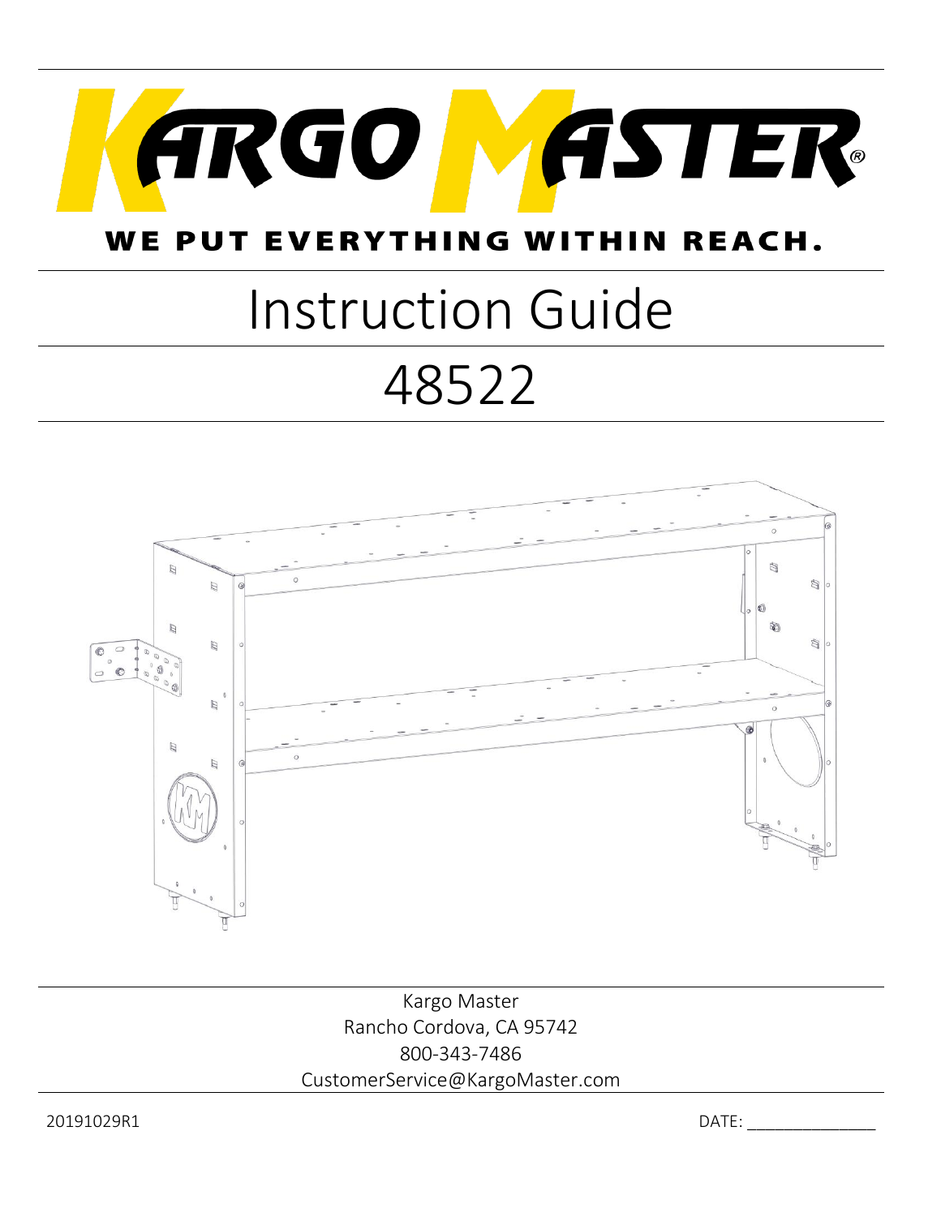# KARGO MASTER®

**WE PUT EVERYTHING WITHIN REACH.**

# Instruction Guide

# 48522

Kargo Master
Rancho Cordova, CA 95742
800-343-7486
CustomerService@KargoMaster.com

20191029R1

DATE: _______________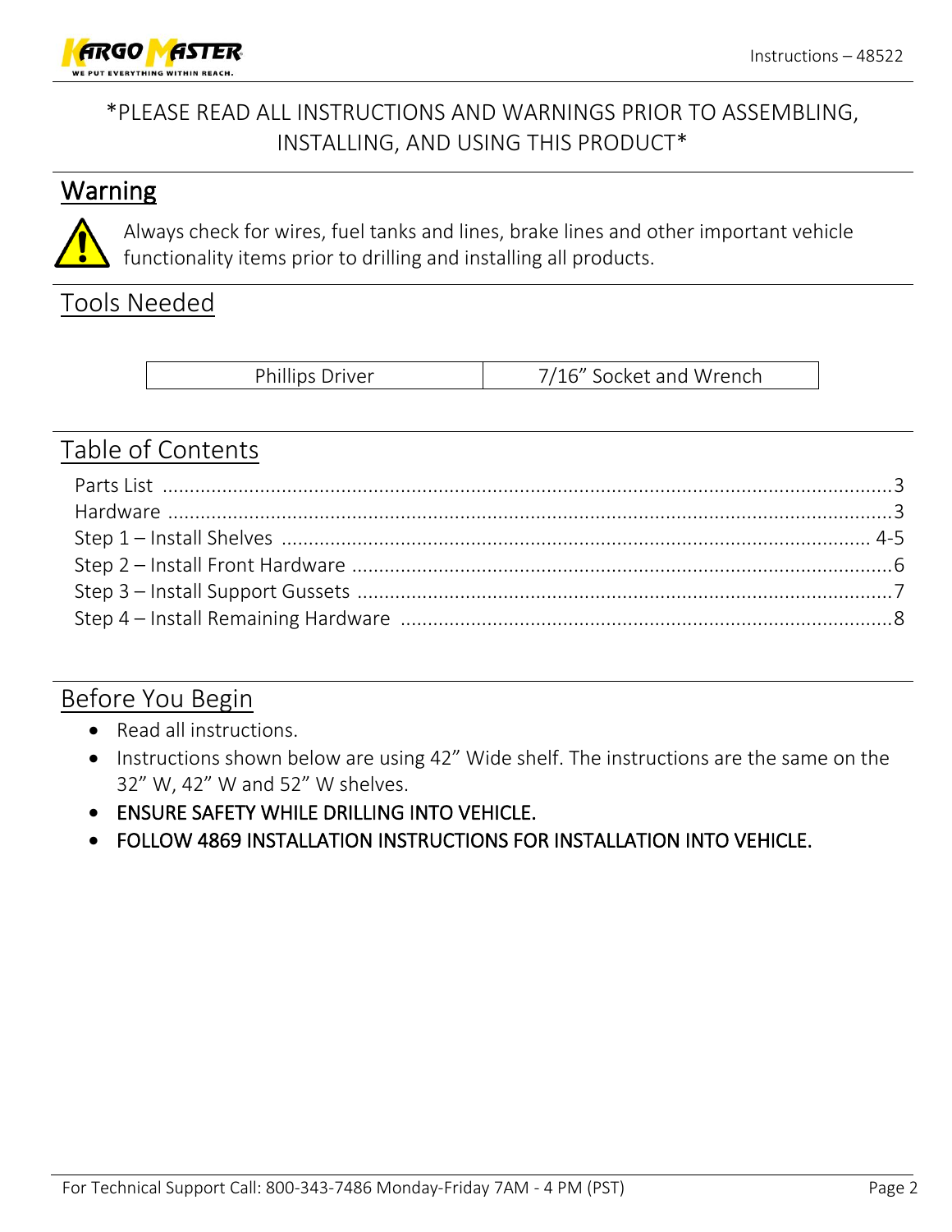*PLEASE READ ALL INSTRUCTIONS AND WARNINGS PRIOR TO ASSEMBLING, INSTALLING, AND USING THIS PRODUCT*

## Warning

Always check for wires, fuel tanks and lines, brake lines and other important vehicle functionality items prior to drilling and installing all products.

## Tools Needed

| Phillips Driver | 7/16” Socket and Wrench |
|---|---|

## Table of Contents

Parts List .......... 3
Hardware .......... 3
Step 1 – Install Shelves .......... 4-5
Step 2 – Install Front Hardware .......... 6
Step 3 – Install Support Gussets .......... 7
Step 4 – Install Remaining Hardware .......... 8

## Before You Begin

- Read all instructions.
- Instructions shown below are using 42” Wide shelf. The instructions are the same on the 32” W, 42” W and 52” W shelves.
- ENSURE SAFETY WHILE DRILLING INTO VEHICLE.
- FOLLOW 4869 INSTALLATION INSTRUCTIONS FOR INSTALLATION INTO VEHICLE.

For Technical Support Call: 800-343-7486 Monday-Friday 7AM - 4 PM (PST)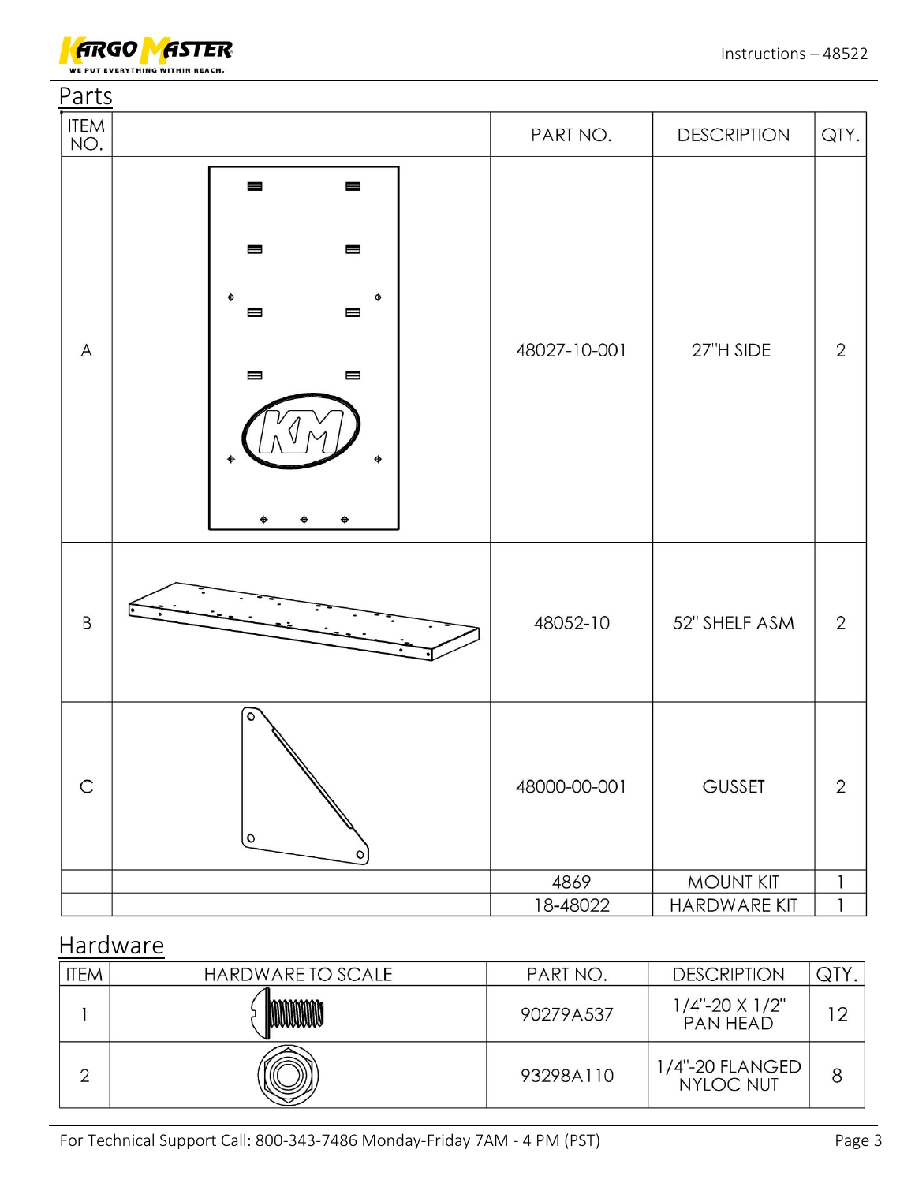## Parts

| ITEM NO. | | PART NO. | DESCRIPTION | QTY. |
|---|---|---|---|---|
| A | | 48027-10-001 | 27"H SIDE | 2 |
| B | | 48052-10 | 52" SHELF ASM | 2 |
| C | | 48000-00-001 | GUSSET | 2 |
| | | 4869 | MOUNT KIT | 1 |
| | | 18-48022 | HARDWARE KIT | 1 |

## Hardware

| ITEM | HARDWARE TO SCALE | PART NO. | DESCRIPTION | QTY. |
|---|---|---|---|---|
| 1 | | 90279A537 | 1/4"-20 X 1/2" PAN HEAD | 12 |
| 2 | | 93298A110 | 1/4"-20 FLANGED NYLOC NUT | 8 |

For Technical Support Call: 800-343-7486 Monday-Friday 7AM - 4 PM (PST)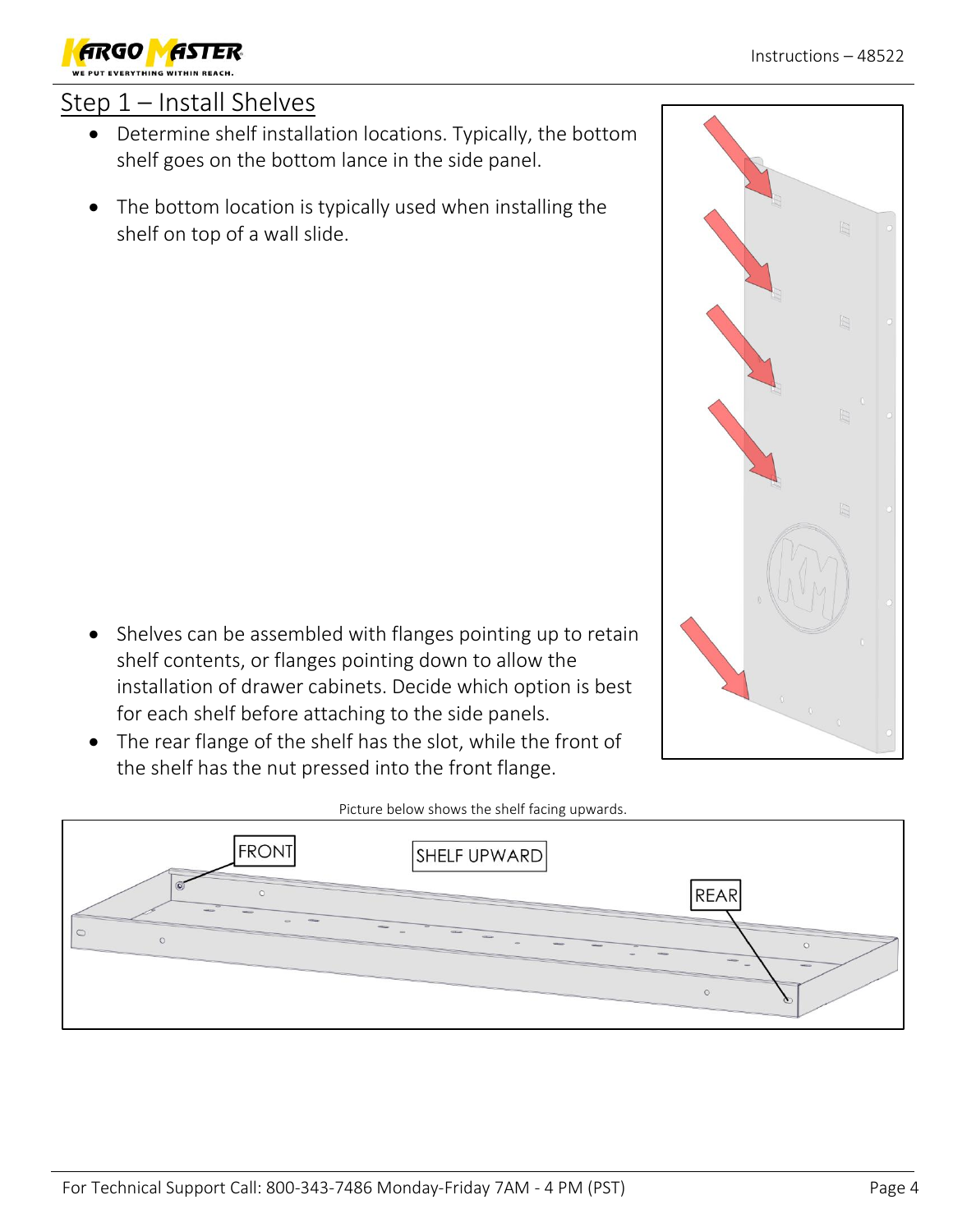## Step 1 – Install Shelves

- Determine shelf installation locations. Typically, the bottom shelf goes on the bottom lance in the side panel.
- The bottom location is typically used when installing the shelf on top of a wall slide.

- Shelves can be assembled with flanges pointing up to retain shelf contents, or flanges pointing down to allow the installation of drawer cabinets. Decide which option is best for each shelf before attaching to the side panels.
- The rear flange of the shelf has the slot, while the front of the shelf has the nut pressed into the front flange.

Picture below shows the shelf facing upwards.

FRONT

SHELF UPWARD

REAR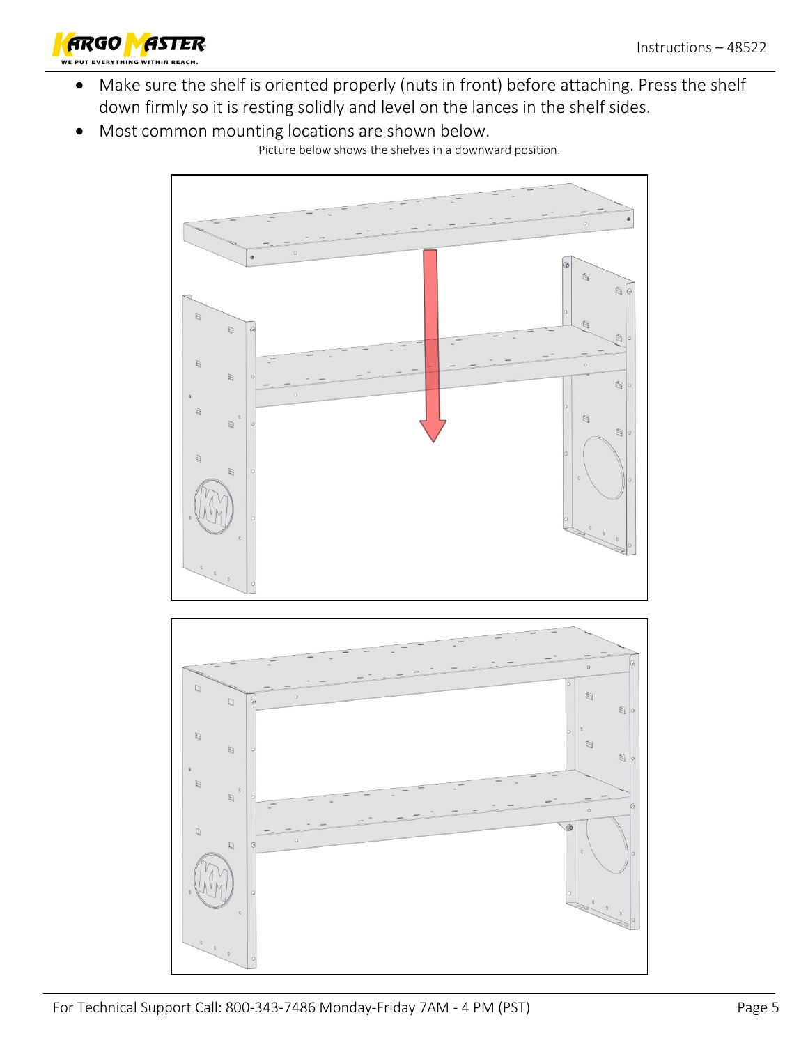- Make sure the shelf is oriented properly (nuts in front) before attaching. Press the shelf down firmly so it is resting solidly and level on the lances in the shelf sides.
- Most common mounting locations are shown below.

Picture below shows the shelves in a downward position.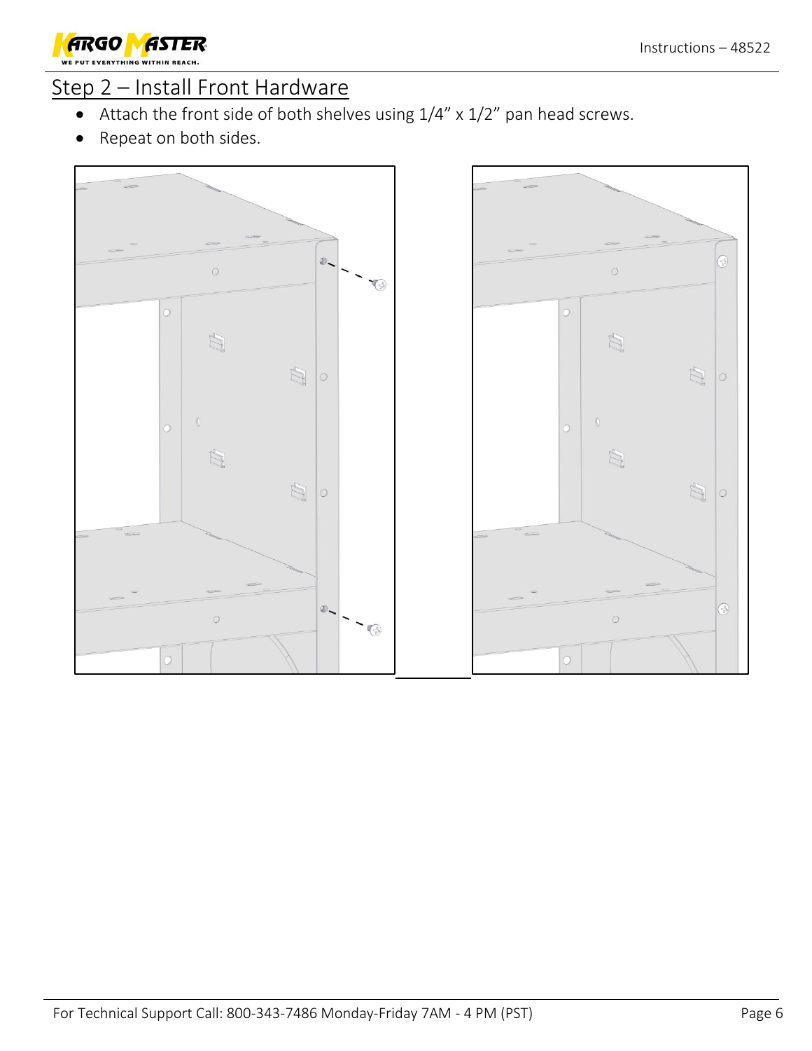## Step 2 – Install Front Hardware

- Attach the front side of both shelves using 1/4" x 1/2" pan head screws.
- Repeat on both sides.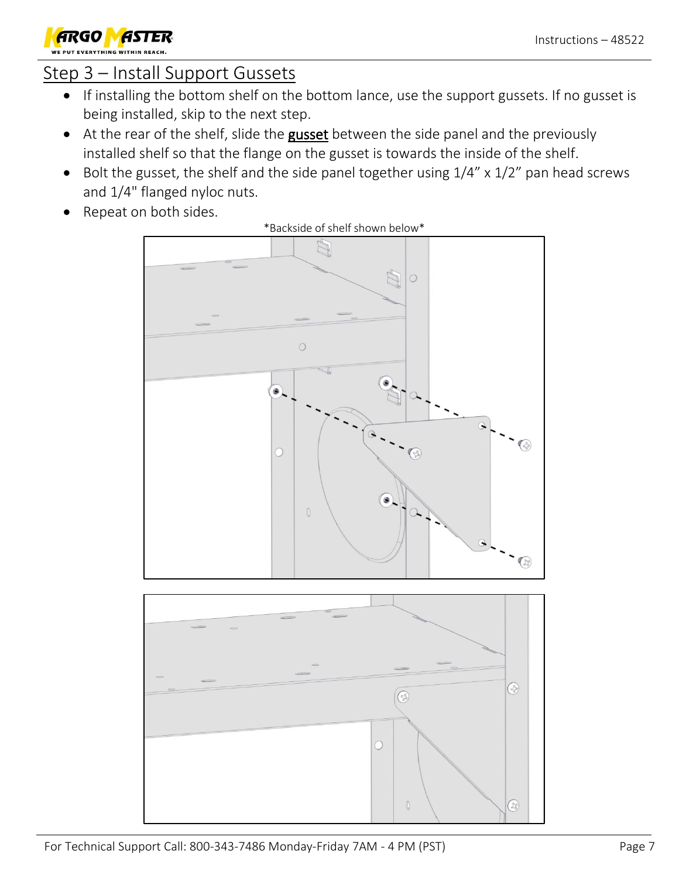## Step 3 – Install Support Gussets

- If installing the bottom shelf on the bottom lance, use the support gussets. If no gusset is being installed, skip to the next step.
- At the rear of the shelf, slide the **gusset** between the side panel and the previously installed shelf so that the flange on the gusset is towards the inside of the shelf.
- Bolt the gusset, the shelf and the side panel together using 1/4" x 1/2" pan head screws and 1/4" flanged nyloc nuts.
- Repeat on both sides.

*Backside of shelf shown below*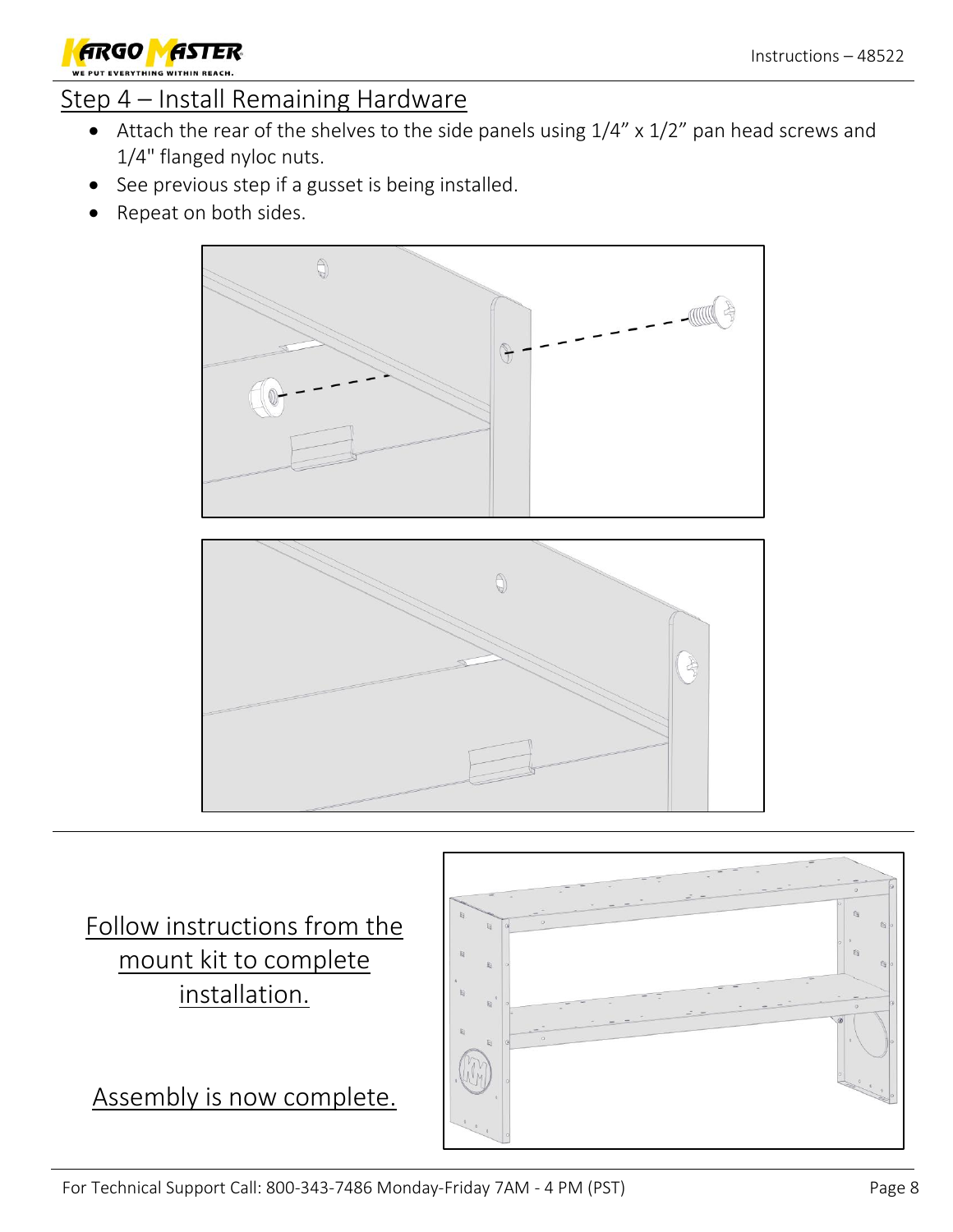## Step 4 – Install Remaining Hardware

- Attach the rear of the shelves to the side panels using 1/4” x 1/2” pan head screws and 1/4" flanged nyloc nuts.
- See previous step if a gusset is being installed.
- Repeat on both sides.

Follow instructions from the mount kit to complete installation.

Assembly is now complete.

For Technical Support Call: 800-343-7486 Monday-Friday 7AM - 4 PM (PST)